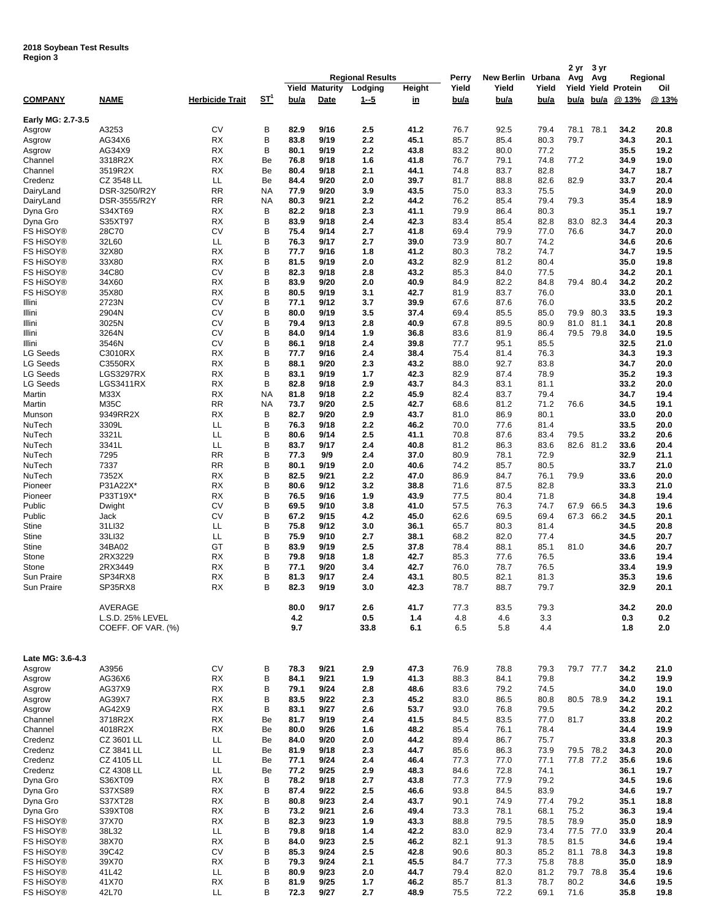**2018 Soybean Test Results**
**Region 3**

| COMPANY | NAME | Herbicide Trait | ST[1] | Regional Results Yield bu/a | Maturity Date | Lodging 1--5 | Height in | Perry Yield bu/a | New Berlin Yield bu/a | Urbana Yield bu/a | 2 yr Avg Yield bu/a | 3 yr Avg Yield bu/a | Regional Protein @ 13% | Regional Oil @ 13% |
|---|---|---|---|---|---|---|---|---|---|---|---|---|---|---|
| **Early MG: 2.7-3.5** | | | | | | | | | | | | | | |
| Asgrow | A3253 | CV | B | **82.9** | **9/16** | **2.5** | **41.2** | 76.7 | 92.5 | 79.4 | 78.1 | 78.1 | **34.2** | **20.8** |
| Asgrow | AG34X6 | RX | B | **83.8** | **9/19** | **2.2** | **45.1** | 85.7 | 85.4 | 80.3 | 79.7 | | **34.3** | **20.1** |
| Asgrow | AG34X9 | RX | B | **80.1** | **9/19** | **2.2** | **43.8** | 83.2 | 80.0 | 77.2 | | | **35.5** | **19.2** |
| Channel | 3318R2X | RX | Be | **76.8** | **9/18** | **1.6** | **41.8** | 76.7 | 79.1 | 74.8 | 77.2 | | **34.9** | **19.0** |
| Channel | 3519R2X | RX | Be | **80.4** | **9/18** | **2.1** | **44.1** | 74.8 | 83.7 | 82.8 | | | **34.7** | **18.7** |
| Credenz | CZ 3548 LL | LL | Be | **84.4** | **9/20** | **2.0** | **39.7** | 81.7 | 88.8 | 82.6 | 82.9 | | **33.7** | **20.4** |
| DairyLand | DSR-3250/R2Y | RR | NA | **77.9** | **9/20** | **3.9** | **43.5** | 75.0 | 83.3 | 75.5 | | | **34.9** | **20.0** |
| DairyLand | DSR-3555/R2Y | RR | NA | **80.3** | **9/21** | **2.2** | **44.2** | 76.2 | 85.4 | 79.4 | 79.3 | | **35.4** | **18.9** |
| Dyna Gro | S34XT69 | RX | B | **82.2** | **9/18** | **2.3** | **41.1** | 79.9 | 86.4 | 80.3 | | | **35.1** | **19.7** |
| Dyna Gro | S35XT97 | RX | B | **83.9** | **9/18** | **2.4** | **42.3** | 83.4 | 85.4 | 82.8 | 83.0 | 82.3 | **34.4** | **20.3** |
| FS HiSOY® | 28C70 | CV | B | **75.4** | **9/14** | **2.7** | **41.8** | 69.4 | 79.9 | 77.0 | 76.6 | | **34.7** | **20.0** |
| FS HiSOY® | 32L60 | LL | B | **76.3** | **9/17** | **2.7** | **39.0** | 73.9 | 80.7 | 74.2 | | | **34.6** | **20.6** |
| FS HiSOY® | 32X80 | RX | B | **77.7** | **9/16** | **1.8** | **41.2** | 80.3 | 78.2 | 74.7 | | | **34.7** | **19.5** |
| FS HiSOY® | 33X80 | RX | B | **81.5** | **9/19** | **2.0** | **43.2** | 82.9 | 81.2 | 80.4 | | | **35.0** | **19.8** |
| FS HiSOY® | 34C80 | CV | B | **82.3** | **9/18** | **2.8** | **43.2** | 85.3 | 84.0 | 77.5 | | | **34.2** | **20.1** |
| FS HiSOY® | 34X60 | RX | B | **83.9** | **9/20** | **2.0** | **40.9** | 84.9 | 82.2 | 84.8 | 79.4 | 80.4 | **34.2** | **20.2** |
| FS HiSOY® | 35X80 | RX | B | **80.5** | **9/19** | **3.1** | **42.7** | 81.9 | 83.7 | 76.0 | | | **33.0** | **20.1** |
| Illini | 2723N | CV | B | **77.1** | **9/12** | **3.7** | **39.9** | 67.6 | 87.6 | 76.0 | | | **33.5** | **20.2** |
| Illini | 2904N | CV | B | **80.0** | **9/19** | **3.5** | **37.4** | 69.4 | 85.5 | 85.0 | 79.9 | 80.3 | **33.5** | **19.3** |
| Illini | 3025N | CV | B | **79.4** | **9/13** | **2.8** | **40.9** | 67.8 | 89.5 | 80.9 | 81.0 | 81.1 | **34.1** | **20.8** |
| Illini | 3264N | CV | B | **84.0** | **9/14** | **1.9** | **36.8** | 83.6 | 81.9 | 86.4 | 79.5 | 79.8 | **34.0** | **19.5** |
| Illini | 3546N | CV | B | **86.1** | **9/18** | **2.4** | **39.8** | 77.7 | 95.1 | 85.5 | | | **32.5** | **21.0** |
| LG Seeds | C3010RX | RX | B | **77.7** | **9/16** | **2.4** | **38.4** | 75.4 | 81.4 | 76.3 | | | **34.3** | **19.3** |
| LG Seeds | C3550RX | RX | B | **88.1** | **9/20** | **2.3** | **43.2** | 88.0 | 92.7 | 83.8 | | | **34.7** | **20.0** |
| LG Seeds | LGS3297RX | RX | B | **83.1** | **9/19** | **1.7** | **42.3** | 82.9 | 87.4 | 78.9 | | | **35.2** | **19.3** |
| LG Seeds | LGS3411RX | RX | B | **82.8** | **9/18** | **2.9** | **43.7** | 84.3 | 83.1 | 81.1 | | | **33.2** | **20.0** |
| Martin | M33X | RX | NA | **81.8** | **9/18** | **2.2** | **45.9** | 82.4 | 83.7 | 79.4 | | | **34.7** | **19.4** |
| Martin | M35C | RR | NA | **73.7** | **9/20** | **2.5** | **42.7** | 68.6 | 81.2 | 71.2 | 76.6 | | **34.5** | **19.1** |
| Munson | 9349RR2X | RX | B | **82.7** | **9/20** | **2.9** | **43.7** | 81.0 | 86.9 | 80.1 | | | **33.0** | **20.0** |
| NuTech | 3309L | LL | B | **76.3** | **9/18** | **2.2** | **46.2** | 70.0 | 77.6 | 81.4 | | | **33.5** | **20.0** |
| NuTech | 3321L | LL | B | **80.6** | **9/14** | **2.5** | **41.1** | 70.8 | 87.6 | 83.4 | 79.5 | | **33.2** | **20.6** |
| NuTech | 3341L | LL | B | **83.7** | **9/17** | **2.4** | **40.8** | 81.2 | 86.3 | 83.6 | 82.6 | 81.2 | **33.6** | **20.4** |
| NuTech | 7295 | RR | B | **77.3** | **9/9** | **2.4** | **37.0** | 80.9 | 78.1 | 72.9 | | | **32.9** | **21.1** |
| NuTech | 7337 | RR | B | **80.1** | **9/19** | **2.0** | **40.6** | 74.2 | 85.7 | 80.5 | | | **33.7** | **21.0** |
| NuTech | 7352X | RX | B | **82.5** | **9/21** | **2.2** | **47.0** | 86.9 | 84.7 | 76.1 | 79.9 | | **33.6** | **20.0** |
| Pioneer | P31A22X* | RX | B | **80.6** | **9/12** | **3.2** | **38.8** | 71.6 | 87.5 | 82.8 | | | **33.3** | **21.0** |
| Pioneer | P33T19X* | RX | B | **76.5** | **9/16** | **1.9** | **43.9** | 77.5 | 80.4 | 71.8 | | | **34.8** | **19.4** |
| Public | Dwight | CV | B | **69.5** | **9/10** | **3.8** | **41.0** | 57.5 | 76.3 | 74.7 | 67.9 | 66.5 | **34.3** | **19.6** |
| Public | Jack | CV | B | **67.2** | **9/15** | **4.2** | **45.0** | 62.6 | 69.5 | 69.4 | 67.3 | 66.2 | **34.5** | **20.1** |
| Stine | 31LI32 | LL | B | **75.8** | **9/12** | **3.0** | **36.1** | 65.7 | 80.3 | 81.4 | | | **34.5** | **20.8** |
| Stine | 33LI32 | LL | B | **75.9** | **9/10** | **2.7** | **38.1** | 68.2 | 82.0 | 77.4 | | | **34.5** | **20.7** |
| Stine | 34BA02 | GT | B | **83.9** | **9/19** | **2.5** | **37.8** | 78.4 | 88.1 | 85.1 | 81.0 | | **34.6** | **20.7** |
| Stone | 2RX3229 | RX | B | **79.8** | **9/18** | **1.8** | **42.7** | 85.3 | 77.6 | 76.5 | | | **33.6** | **19.4** |
| Stone | 2RX3449 | RX | B | **77.1** | **9/20** | **3.4** | **42.7** | 76.0 | 78.7 | 76.5 | | | **33.4** | **19.9** |
| Sun Praire | SP34RX8 | RX | B | **81.3** | **9/17** | **2.4** | **43.1** | 80.5 | 82.1 | 81.3 | | | **35.3** | **19.6** |
| Sun Praire | SP35RX8 | RX | B | **82.3** | **9/19** | **3.0** | **42.3** | 78.7 | 88.7 | 79.7 | | | **32.9** | **20.1** |
| | AVERAGE | | | **80.0** | **9/17** | **2.6** | **41.7** | 77.3 | 83.5 | 79.3 | | | **34.2** | **20.0** |
| | L.S.D. 25% LEVEL | | | **4.2** | | **0.5** | **1.4** | 4.8 | 4.6 | 3.3 | | | **0.3** | **0.2** |
| | COEFF. OF VAR. (%) | | | **9.7** | | **33.8** | **6.1** | 6.5 | 5.8 | 4.4 | | | **1.8** | **2.0** |
| **Late MG: 3.6-4.3** | | | | | | | | | | | | | | |
| Asgrow | A3956 | CV | B | **78.3** | **9/21** | **2.9** | **47.3** | 76.9 | 78.8 | 79.3 | 79.7 | 77.7 | **34.2** | **21.0** |
| Asgrow | AG36X6 | RX | B | **84.1** | **9/21** | **1.9** | **41.3** | 88.3 | 84.1 | 79.8 | | | **34.2** | **19.9** |
| Asgrow | AG37X9 | RX | B | **79.1** | **9/24** | **2.8** | **48.6** | 83.6 | 79.2 | 74.5 | | | **34.0** | **19.0** |
| Asgrow | AG39X7 | RX | B | **83.5** | **9/22** | **2.3** | **45.2** | 83.0 | 86.5 | 80.8 | 80.5 | 78.9 | **34.2** | **19.1** |
| Asgrow | AG42X9 | RX | B | **83.1** | **9/27** | **2.6** | **53.7** | 93.0 | 76.8 | 79.5 | | | **34.2** | **20.2** |
| Channel | 3718R2X | RX | Be | **81.7** | **9/19** | **2.4** | **41.5** | 84.5 | 83.5 | 77.0 | 81.7 | | **33.8** | **20.2** |
| Channel | 4018R2X | RX | Be | **80.0** | **9/26** | **1.6** | **48.2** | 85.4 | 76.1 | 78.4 | | | **34.4** | **19.9** |
| Credenz | CZ 3601 LL | LL | Be | **84.0** | **9/20** | **2.0** | **44.2** | 89.4 | 86.7 | 75.7 | | | **33.8** | **20.3** |
| Credenz | CZ 3841 LL | LL | Be | **81.9** | **9/18** | **2.3** | **44.7** | 85.6 | 86.3 | 73.9 | 79.5 | 78.2 | **34.3** | **20.0** |
| Credenz | CZ 4105 LL | LL | Be | **77.1** | **9/24** | **2.4** | **46.4** | 77.3 | 77.0 | 77.1 | 77.8 | 77.2 | **35.6** | **19.6** |
| Credenz | CZ 4308 LL | LL | Be | **77.2** | **9/25** | **2.9** | **48.3** | 84.6 | 72.8 | 74.1 | | | **36.1** | **19.7** |
| Dyna Gro | S36XT09 | RX | B | **78.2** | **9/18** | **2.7** | **43.8** | 77.3 | 77.9 | 79.2 | | | **34.5** | **19.6** |
| Dyna Gro | S37XS89 | RX | B | **87.4** | **9/22** | **2.5** | **46.6** | 93.8 | 84.5 | 83.9 | | | **34.6** | **19.7** |
| Dyna Gro | S37XT28 | RX | B | **80.8** | **9/23** | **2.4** | **43.7** | 90.1 | 74.9 | 77.4 | 79.2 | | **35.1** | **18.8** |
| Dyna Gro | S39XT08 | RX | B | **73.2** | **9/21** | **2.6** | **49.4** | 73.3 | 78.1 | 68.1 | 75.2 | | **36.3** | **19.4** |
| FS HiSOY® | 37X70 | RX | B | **82.3** | **9/23** | **1.9** | **43.3** | 88.8 | 79.5 | 78.5 | 78.9 | | **35.0** | **18.9** |
| FS HiSOY® | 38L32 | LL | B | **79.8** | **9/18** | **1.4** | **42.2** | 83.0 | 82.9 | 73.4 | 77.5 | 77.0 | **33.9** | **20.4** |
| FS HiSOY® | 38X70 | RX | B | **84.0** | **9/23** | **2.5** | **46.2** | 82.1 | 91.3 | 78.5 | 81.5 | | **34.6** | **19.4** |
| FS HiSOY® | 39C42 | CV | B | **85.3** | **9/24** | **2.5** | **42.8** | 90.6 | 80.3 | 85.2 | 81.1 | 78.8 | **34.3** | **19.8** |
| FS HiSOY® | 39X70 | RX | B | **79.3** | **9/24** | **2.1** | **45.5** | 84.7 | 77.3 | 75.8 | 78.8 | | **35.0** | **18.9** |
| FS HiSOY® | 41L42 | LL | B | **80.9** | **9/23** | **2.0** | **44.7** | 79.4 | 82.0 | 81.2 | 79.7 | 78.8 | **35.4** | **19.6** |
| FS HiSOY® | 41X70 | RX | B | **81.9** | **9/25** | **1.7** | **46.2** | 85.7 | 81.3 | 78.7 | 80.2 | | **34.6** | **19.5** |
| FS HiSOY® | 42L70 | LL | B | **72.3** | **9/27** | **2.7** | **48.9** | 75.5 | 72.2 | 69.1 | 71.6 | | **35.8** | **19.8** |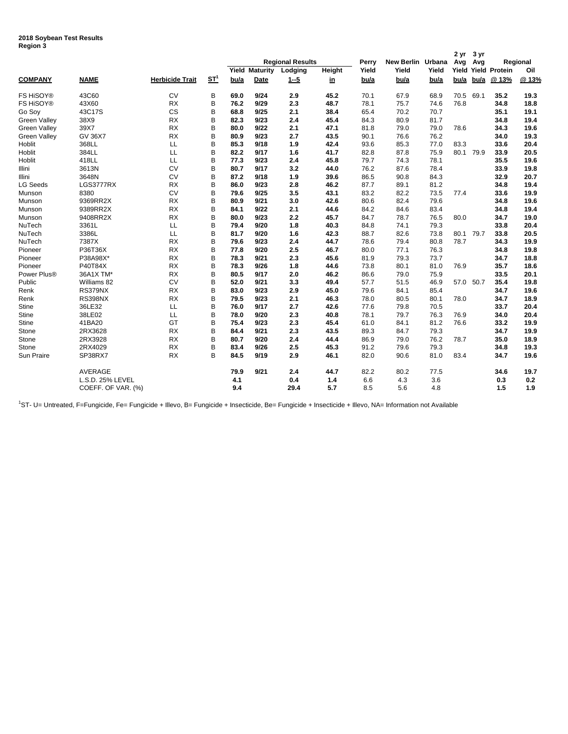**2018 Soybean Test Results**
**Region 3**

| | | | | Regional Results | | | | Perry | New Berlin | Urbana | 2 yr Avg | 3 yr Avg | Regional | |
|---|---|---|---|---|---|---|---|---|---|---|---|---|---|---|
| | | | | Yield | Maturity | Lodging | Height | Yield | Yield | Yield | Yield | Yield | Protein | Oil |
| **COMPANY** | **NAME** | **Herbicide Trait** | **ST[1]** | **bu/a** | **Date** | **1--5** | **in** | **bu/a** | **bu/a** | **bu/a** | **bu/a** | **bu/a** | **@ 13%** | **@ 13%** |
| FS HiSOY® | 43C60 | CV | B | **69.0** | **9/24** | **2.9** | **45.2** | 70.1 | 67.9 | 68.9 | 70.5 | 69.1 | **35.2** | **19.3** |
| FS HiSOY® | 43X60 | RX | B | **76.2** | **9/29** | **2.3** | **48.7** | 78.1 | 75.7 | 74.6 | 76.8 | | **34.8** | **18.8** |
| Go Soy | 43C17S | CS | B | **68.8** | **9/25** | **2.1** | **38.4** | 65.4 | 70.2 | 70.7 | | | **35.1** | **19.1** |
| Green Valley | 38X9 | RX | B | **82.3** | **9/23** | **2.4** | **45.4** | 84.3 | 80.9 | 81.7 | | | **34.8** | **19.4** |
| Green Valley | 39X7 | RX | B | **80.0** | **9/22** | **2.1** | **47.1** | 81.8 | 79.0 | 79.0 | 78.6 | | **34.3** | **19.6** |
| Green Valley | GV 36X7 | RX | B | **80.9** | **9/23** | **2.7** | **43.5** | 90.1 | 76.6 | 76.2 | | | **34.0** | **19.3** |
| Hoblit | 368LL | LL | B | **85.3** | **9/18** | **1.9** | **42.4** | 93.6 | 85.3 | 77.0 | 83.3 | | **33.6** | **20.4** |
| Hoblit | 384LL | LL | B | **82.2** | **9/17** | **1.6** | **41.7** | 82.8 | 87.8 | 75.9 | 80.1 | 79.9 | **33.9** | **20.5** |
| Hoblit | 418LL | LL | B | **77.3** | **9/23** | **2.4** | **45.8** | 79.7 | 74.3 | 78.1 | | | **35.5** | **19.6** |
| Illini | 3613N | CV | B | **80.7** | **9/17** | **3.2** | **44.0** | 76.2 | 87.6 | 78.4 | | | **33.9** | **19.8** |
| Illini | 3648N | CV | B | **87.2** | **9/18** | **1.9** | **39.6** | 86.5 | 90.8 | 84.3 | | | **32.9** | **20.7** |
| LG Seeds | LGS3777RX | RX | B | **86.0** | **9/23** | **2.8** | **46.2** | 87.7 | 89.1 | 81.2 | | | **34.8** | **19.4** |
| Munson | 8380 | CV | B | **79.6** | **9/25** | **3.5** | **43.1** | 83.2 | 82.2 | 73.5 | 77.4 | | **33.6** | **19.9** |
| Munson | 9369RR2X | RX | B | **80.9** | **9/21** | **3.0** | **42.6** | 80.6 | 82.4 | 79.6 | | | **34.8** | **19.6** |
| Munson | 9389RR2X | RX | B | **84.1** | **9/22** | **2.1** | **44.6** | 84.2 | 84.6 | 83.4 | | | **34.8** | **19.4** |
| Munson | 9408RR2X | RX | B | **80.0** | **9/23** | **2.2** | **45.7** | 84.7 | 78.7 | 76.5 | 80.0 | | **34.7** | **19.0** |
| NuTech | 3361L | LL | B | **79.4** | **9/20** | **1.8** | **40.3** | 84.8 | 74.1 | 79.3 | | | **33.8** | **20.4** |
| NuTech | 3386L | LL | B | **81.7** | **9/20** | **1.6** | **42.3** | 88.7 | 82.6 | 73.8 | 80.1 | 79.7 | **33.8** | **20.5** |
| NuTech | 7387X | RX | B | **79.6** | **9/23** | **2.4** | **44.7** | 78.6 | 79.4 | 80.8 | 78.7 | | **34.3** | **19.9** |
| Pioneer | P36T36X | RX | B | **77.8** | **9/20** | **2.5** | **46.7** | 80.0 | 77.1 | 76.3 | | | **34.8** | **19.8** |
| Pioneer | P38A98X* | RX | B | **78.3** | **9/21** | **2.3** | **45.6** | 81.9 | 79.3 | 73.7 | | | **34.7** | **18.8** |
| Pioneer | P40T84X | RX | B | **78.3** | **9/26** | **1.8** | **44.6** | 73.8 | 80.1 | 81.0 | 76.9 | | **35.7** | **18.6** |
| Power Plus® | 36A1X TM* | RX | B | **80.5** | **9/17** | **2.0** | **46.2** | 86.6 | 79.0 | 75.9 | | | **33.5** | **20.1** |
| Public | Williams 82 | CV | B | **52.0** | **9/21** | **3.3** | **49.4** | 57.7 | 51.5 | 46.9 | 57.0 | 50.7 | **35.4** | **19.8** |
| Renk | RS379NX | RX | B | **83.0** | **9/23** | **2.9** | **45.0** | 79.6 | 84.1 | 85.4 | | | **34.7** | **19.6** |
| Renk | RS398NX | RX | B | **79.5** | **9/23** | **2.1** | **46.3** | 78.0 | 80.5 | 80.1 | 78.0 | | **34.7** | **18.9** |
| Stine | 36LE32 | LL | B | **76.0** | **9/17** | **2.7** | **42.6** | 77.6 | 79.8 | 70.5 | | | **33.7** | **20.4** |
| Stine | 38LE02 | LL | B | **78.0** | **9/20** | **2.3** | **40.8** | 78.1 | 79.7 | 76.3 | 76.9 | | **34.0** | **20.4** |
| Stine | 41BA20 | GT | B | **75.4** | **9/23** | **2.3** | **45.4** | 61.0 | 84.1 | 81.2 | 76.6 | | **33.2** | **19.9** |
| Stone | 2RX3628 | RX | B | **84.4** | **9/21** | **2.3** | **43.5** | 89.3 | 84.7 | 79.3 | | | **34.7** | **19.9** |
| Stone | 2RX3928 | RX | B | **80.7** | **9/20** | **2.4** | **44.4** | 86.9 | 79.0 | 76.2 | 78.7 | | **35.0** | **18.9** |
| Stone | 2RX4029 | RX | B | **83.4** | **9/26** | **2.5** | **45.3** | 91.2 | 79.6 | 79.3 | | | **34.8** | **19.3** |
| Sun Praire | SP38RX7 | RX | B | **84.5** | **9/19** | **2.9** | **46.1** | 82.0 | 90.6 | 81.0 | 83.4 | | **34.7** | **19.6** |
| | AVERAGE | | | **79.9** | **9/21** | **2.4** | **44.7** | 82.2 | 80.2 | 77.5 | | | **34.6** | **19.7** |
| | L.S.D. 25% LEVEL | | | **4.1** | | **0.4** | **1.4** | 6.6 | 4.3 | 3.6 | | | **0.3** | **0.2** |
| | COEFF. OF VAR. (%) | | | **9.4** | | **29.4** | **5.7** | 8.5 | 5.6 | 4.8 | | | **1.5** | **1.9** |

[1]ST- U= Untreated, F=Fungicide, Fe= Fungicide + Illevo, B= Fungicide + Insecticide, Be= Fungicide + Insecticide + Illevo, NA= Information not Available